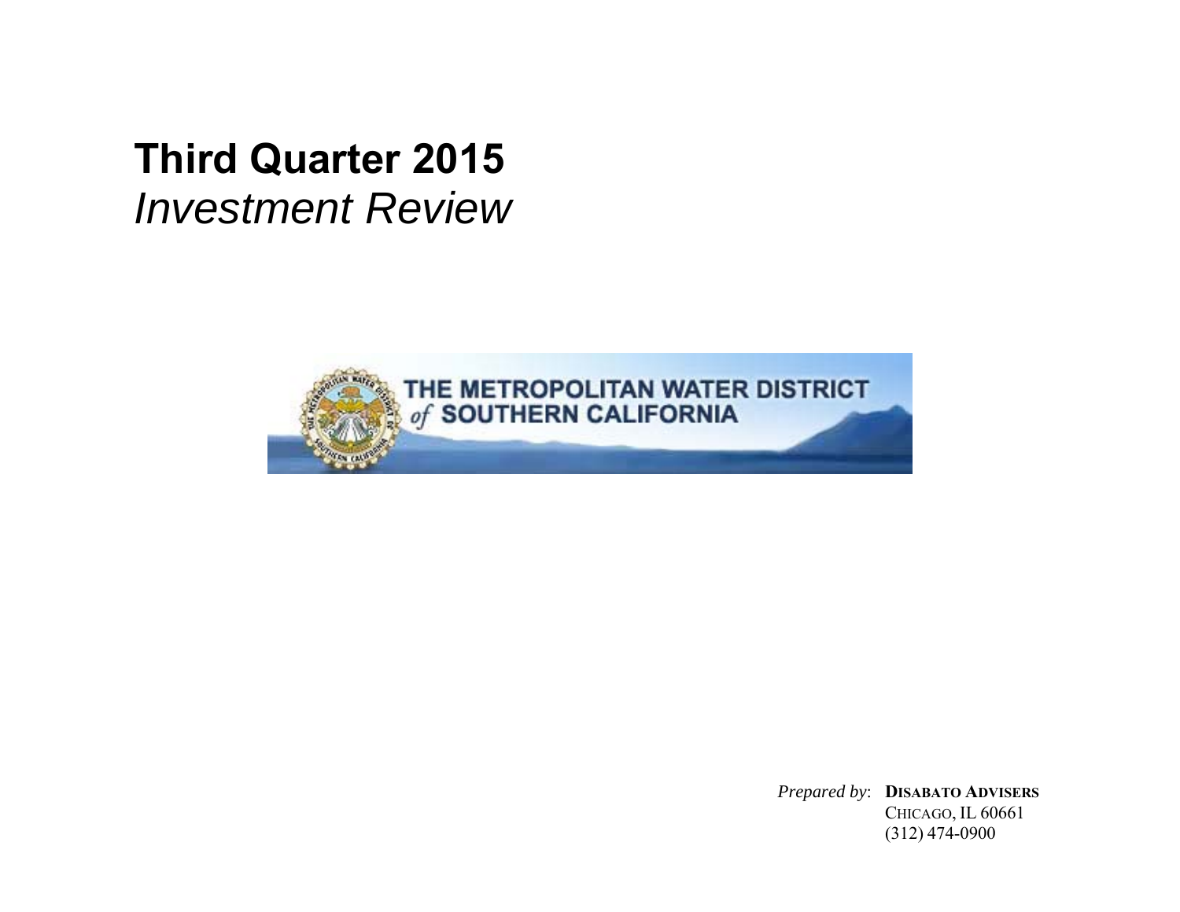# Third Quarter 2015
*Investment Review*

THE METROPOLITAN WATER DISTRICT of SOUTHERN CALIFORNIA

*Prepared by*: **DISABATO ADVISERS**
CHICAGO, IL 60661
(312) 474-0900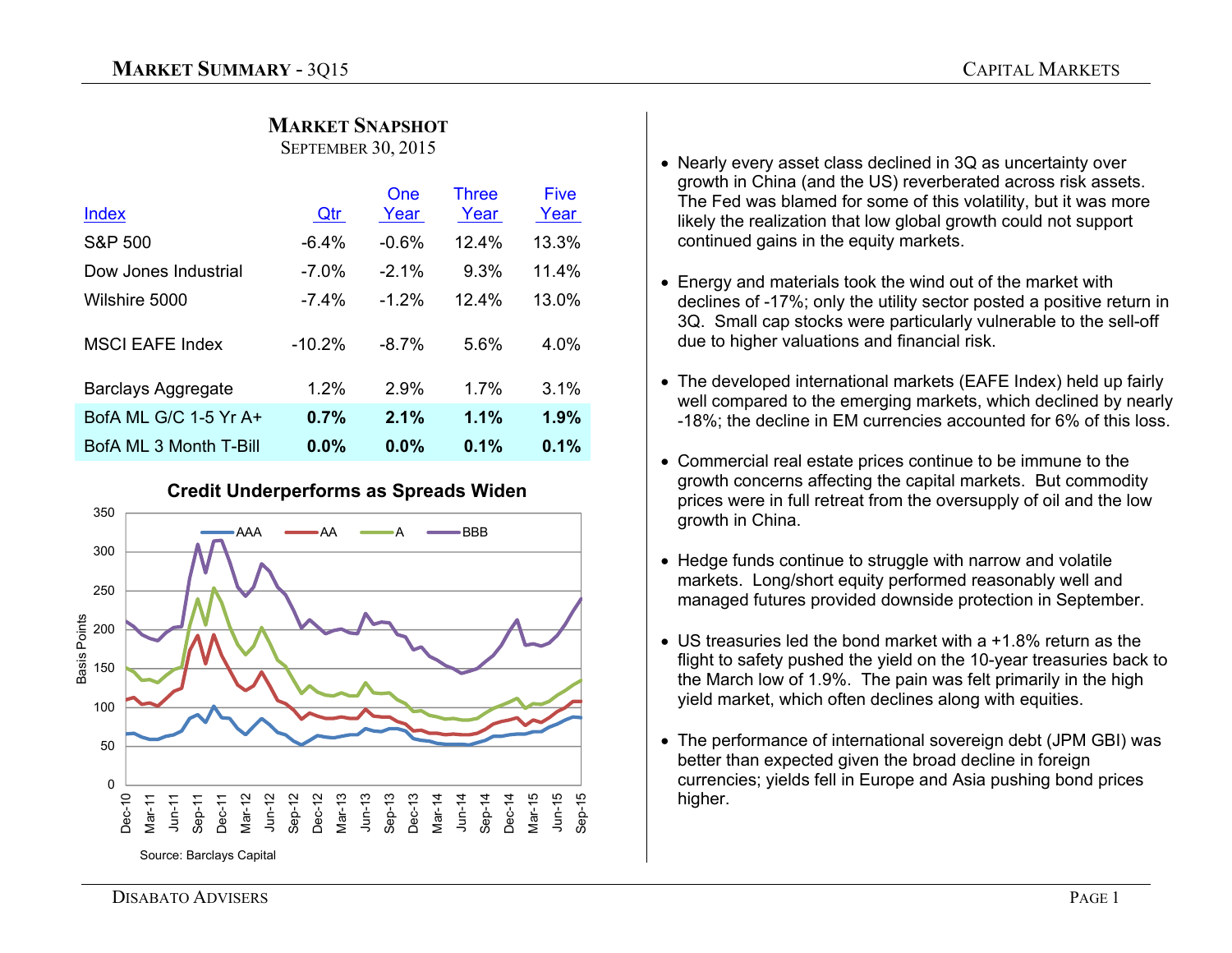## Market Snapshot

September 30, 2015

| Index | Qtr | One Year | Three Year | Five Year |
|---|---|---|---|---|
| S&P 500 | -6.4% | -0.6% | 12.4% | 13.3% |
| Dow Jones Industrial | -7.0% | -2.1% | 9.3% | 11.4% |
| Wilshire 5000 | -7.4% | -1.2% | 12.4% | 13.0% |
| MSCI EAFE Index | -10.2% | -8.7% | 5.6% | 4.0% |
| Barclays Aggregate | 1.2% | 2.9% | 1.7% | 3.1% |
| BofA ML G/C 1-5 Yr A+ | **0.7%** | **2.1%** | **1.1%** | **1.9%** |
| BofA ML 3 Month T-Bill | **0.0%** | **0.0%** | **0.1%** | **0.1%** |

**Credit Underperforms as Spreads Widen**

AAA AA A BBB

Basis Points

0 50 100 150 200 250 300 350

Dec-10 Mar-11 Jun-11 Sep-11 Dec-11 Mar-12 Jun-12 Sep-12 Dec-12 Mar-13 Jun-13 Sep-13 Dec-13 Mar-14 Jun-14 Sep-14 Dec-14 Mar-15 Jun-15 Sep-15

Source: Barclays Capital

- Nearly every asset class declined in 3Q as uncertainty over growth in China (and the US) reverberated across risk assets. The Fed was blamed for some of this volatility, but it was more likely the realization that low global growth could not support continued gains in the equity markets.

- Energy and materials took the wind out of the market with declines of -17%; only the utility sector posted a positive return in 3Q. Small cap stocks were particularly vulnerable to the sell-off due to higher valuations and financial risk.

- The developed international markets (EAFE Index) held up fairly well compared to the emerging markets, which declined by nearly -18%; the decline in EM currencies accounted for 6% of this loss.

- Commercial real estate prices continue to be immune to the growth concerns affecting the capital markets. But commodity prices were in full retreat from the oversupply of oil and the low growth in China.

- Hedge funds continue to struggle with narrow and volatile markets. Long/short equity performed reasonably well and managed futures provided downside protection in September.

- US treasuries led the bond market with a +1.8% return as the flight to safety pushed the yield on the 10-year treasuries back to the March low of 1.9%. The pain was felt primarily in the high yield market, which often declines along with equities.

- The performance of international sovereign debt (JPM GBI) was better than expected given the broad decline in foreign currencies; yields fell in Europe and Asia pushing bond prices higher.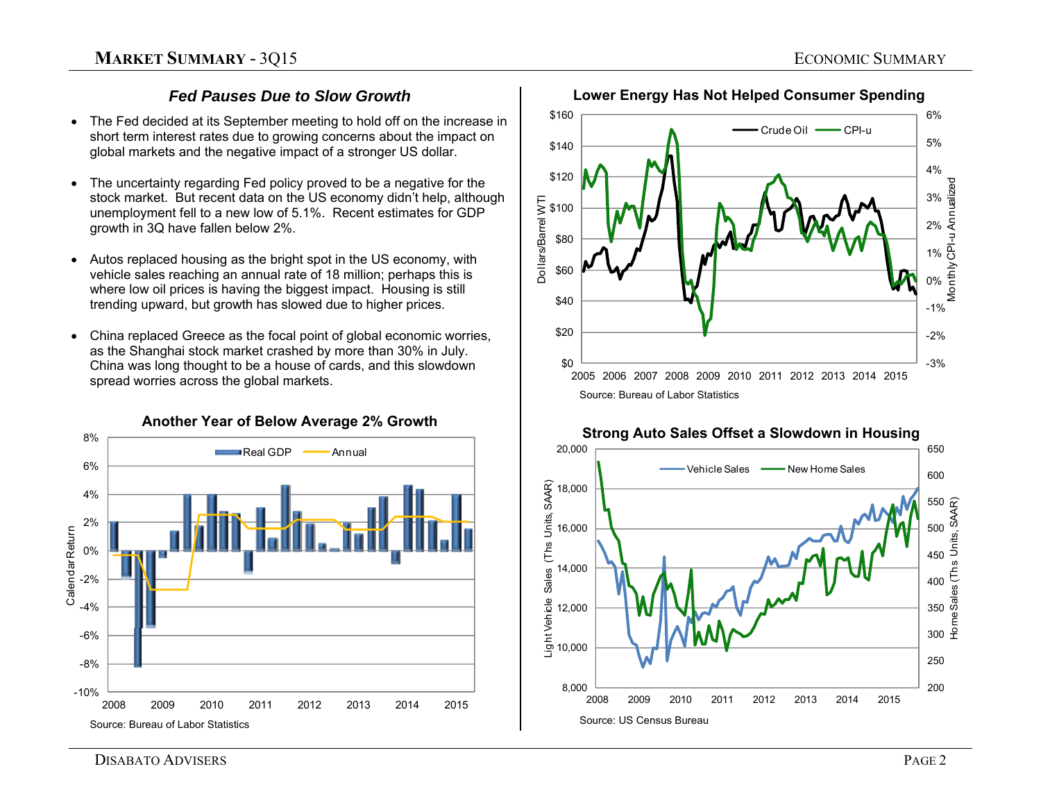## Fed Pauses Due to Slow Growth

- The Fed decided at its September meeting to hold off on the increase in short term interest rates due to growing concerns about the impact on global markets and the negative impact of a stronger US dollar.
- The uncertainty regarding Fed policy proved to be a negative for the stock market. But recent data on the US economy didn't help, although unemployment fell to a new low of 5.1%. Recent estimates for GDP growth in 3Q have fallen below 2%.
- Autos replaced housing as the bright spot in the US economy, with vehicle sales reaching an annual rate of 18 million; perhaps this is where low oil prices is having the biggest impact. Housing is still trending upward, but growth has slowed due to higher prices.
- China replaced Greece as the focal point of global economic worries, as the Shanghai stock market crashed by more than 30% in July. China was long thought to be a house of cards, and this slowdown spread worries across the global markets.

**Another Year of Below Average 2% Growth**

Real GDP
Annual
Calendar Return
8%
6%
4%
2%
0%
-2%
-4%
-6%
-8%
-10%
2008 2009 2010 2011 2012 2013 2014 2015

Source: Bureau of Labor Statistics

**Lower Energy Has Not Helped Consumer Spending**

Crude Oil
CPI-u
Dollars/Barrel WTI
$160
$140
$120
$100
$80
$60
$40
$20
$0
Monthly CPI-u Annualized
6%
5%
4%
3%
2%
1%
0%
-1%
-2%
-3%
2005 2006 2007 2008 2009 2010 2011 2012 2013 2014 2015

Source: Bureau of Labor Statistics

**Strong Auto Sales Offset a Slowdown in Housing**

Vehicle Sales
New Home Sales
Light Vehicle Sales (Ths Units, SAAR)
20,000
18,000
16,000
14,000
12,000
10,000
8,000
Home Sales (Ths Units, SAAR)
650
600
550
500
450
400
350
300
250
200
2008 2009 2010 2011 2012 2013 2014 2015

Source: US Census Bureau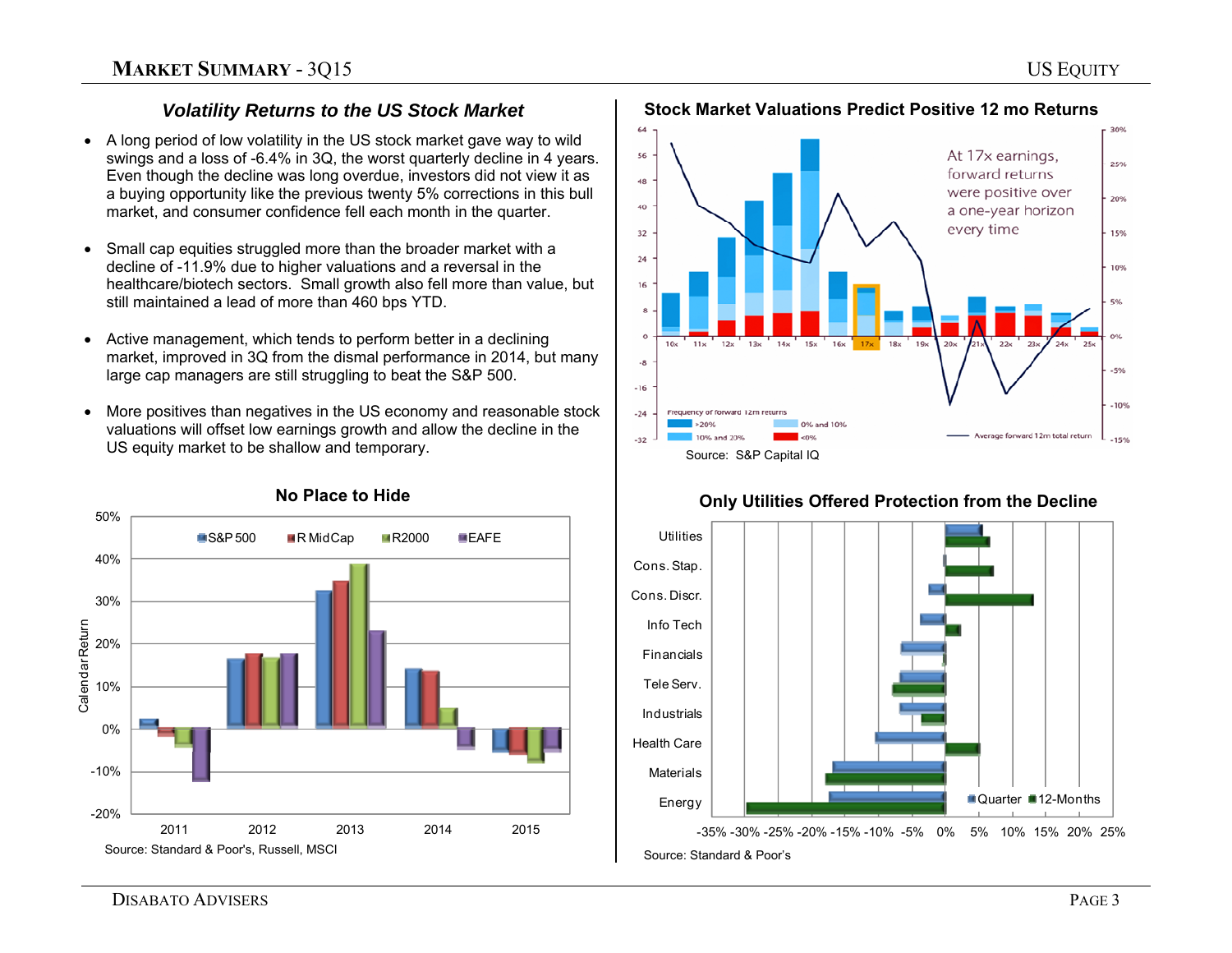## *Volatility Returns to the US Stock Market*

- A long period of low volatility in the US stock market gave way to wild swings and a loss of -6.4% in 3Q, the worst quarterly decline in 4 years. Even though the decline was long overdue, investors did not view it as a buying opportunity like the previous twenty 5% corrections in this bull market, and consumer confidence fell each month in the quarter.
- Small cap equities struggled more than the broader market with a decline of -11.9% due to higher valuations and a reversal in the healthcare/biotech sectors. Small growth also fell more than value, but still maintained a lead of more than 460 bps YTD.
- Active management, which tends to perform better in a declining market, improved in 3Q from the dismal performance in 2014, but many large cap managers are still struggling to beat the S&P 500.
- More positives than negatives in the US economy and reasonable stock valuations will offset low earnings growth and allow the decline in the US equity market to be shallow and temporary.

### No Place to Hide

S&P 500 | R MidCap | R2000 | EAFE

Calendar Return

50%
40%
30%
20%
10%
0%
-10%
-20%

2011 2012 2013 2014 2015

Source: Standard & Poor's, Russell, MSCI

### Stock Market Valuations Predict Positive 12 mo Returns

At 17x earnings, forward returns were positive over a one-year horizon every time

64
56
48
40
32
24
16
8
0
-8
-16
-24
-32

30%
25%
20%
15%
10%
5%
0%
-5%
-10%
-15%

10x 11x 12x 13x 14x 15x 16x 17x 18x 19x 20x 21x 22x 23x 24x 25x

Frequency of forward 12m returns
>20%
10% and 20%
0% and 10%
<0%
Average forward 12m total return

Source: S&P Capital IQ

### Only Utilities Offered Protection from the Decline

Utilities
Cons. Stap.
Cons. Discr.
Info Tech
Financials
Tele Serv.
Industrials
Health Care
Materials
Energy

Quarter | 12-Months

-35% -30% -25% -20% -15% -10% -5% 0% 5% 10% 15% 20% 25%

Source: Standard & Poor's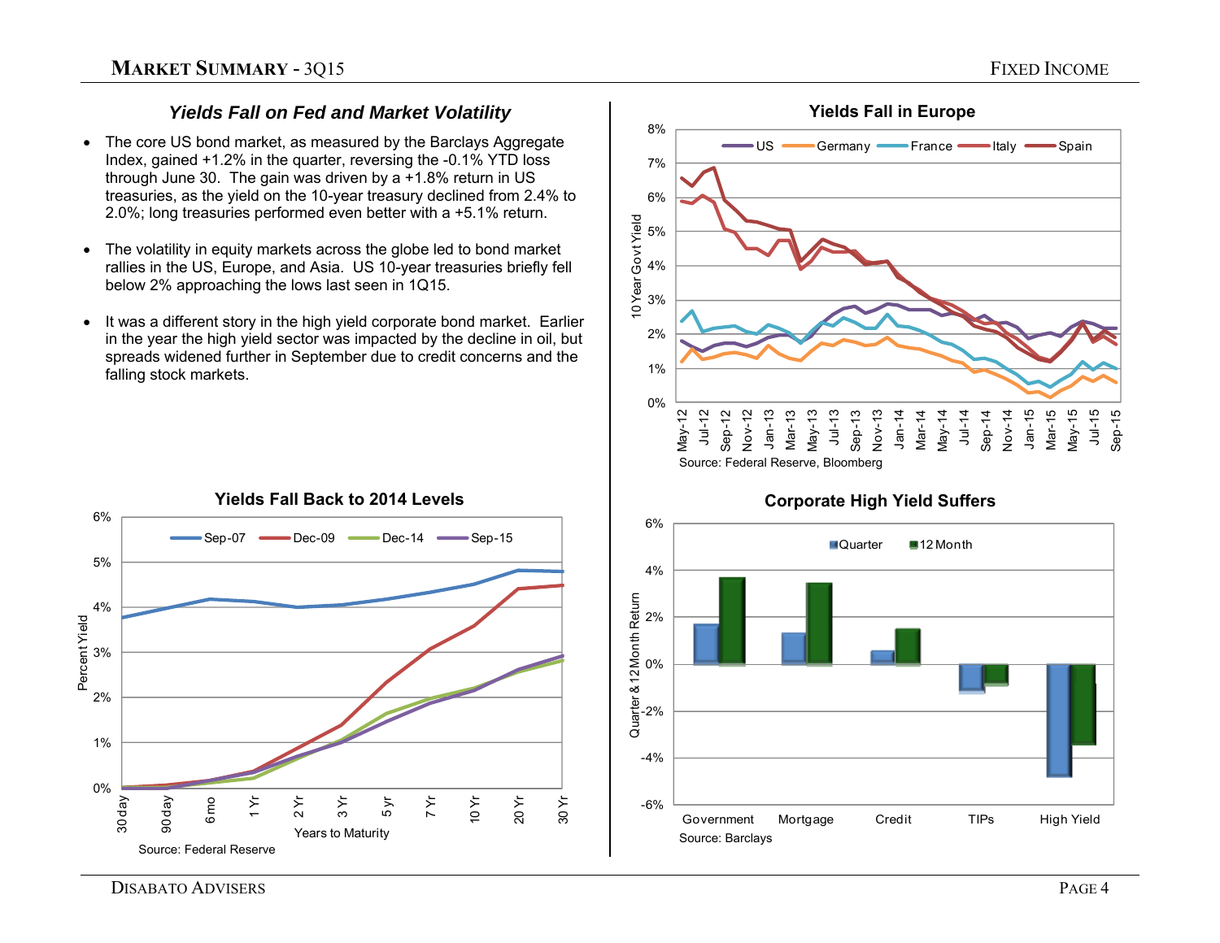## Yields Fall on Fed and Market Volatility

- The core US bond market, as measured by the Barclays Aggregate Index, gained +1.2% in the quarter, reversing the -0.1% YTD loss through June 30. The gain was driven by a +1.8% return in US treasuries, as the yield on the 10-year treasury declined from 2.4% to 2.0%; long treasuries performed even better with a +5.1% return.
- The volatility in equity markets across the globe led to bond market rallies in the US, Europe, and Asia. US 10-year treasuries briefly fell below 2% approaching the lows last seen in 1Q15.
- It was a different story in the high yield corporate bond market. Earlier in the year the high yield sector was impacted by the decline in oil, but spreads widened further in September due to credit concerns and the falling stock markets.

**Yields Fall in Europe**

US, Germany, France, Italy, Spain

10 Year Govt Yield

8%, 7%, 6%, 5%, 4%, 3%, 2%, 1%, 0%

May-12, Jul-12, Sep-12, Nov-12, Jan-13, Mar-13, May-13, Jul-13, Sep-13, Nov-13, Jan-14, Mar-14, May-14, Jul-14, Sep-14, Nov-14, Jan-15, Mar-15, May-15, Jul-15, Sep-15

Source: Federal Reserve, Bloomberg

**Yields Fall Back to 2014 Levels**

Sep-07, Dec-09, Dec-14, Sep-15

Percent Yield

6%, 5%, 4%, 3%, 2%, 1%, 0%

30 day, 90 day, 6 mo, 1 Yr, 2 Yr, 3 Yr, 5 yr, 7 Yr, 10 Yr, 20 Yr, 30 Yr

Years to Maturity

Source: Federal Reserve

**Corporate High Yield Suffers**

Quarter, 12 Month

Quarter & 12 Month Return

6%, 4%, 2%, 0%, -2%, -4%, -6%

Government, Mortgage, Credit, TIPs, High Yield

Source: Barclays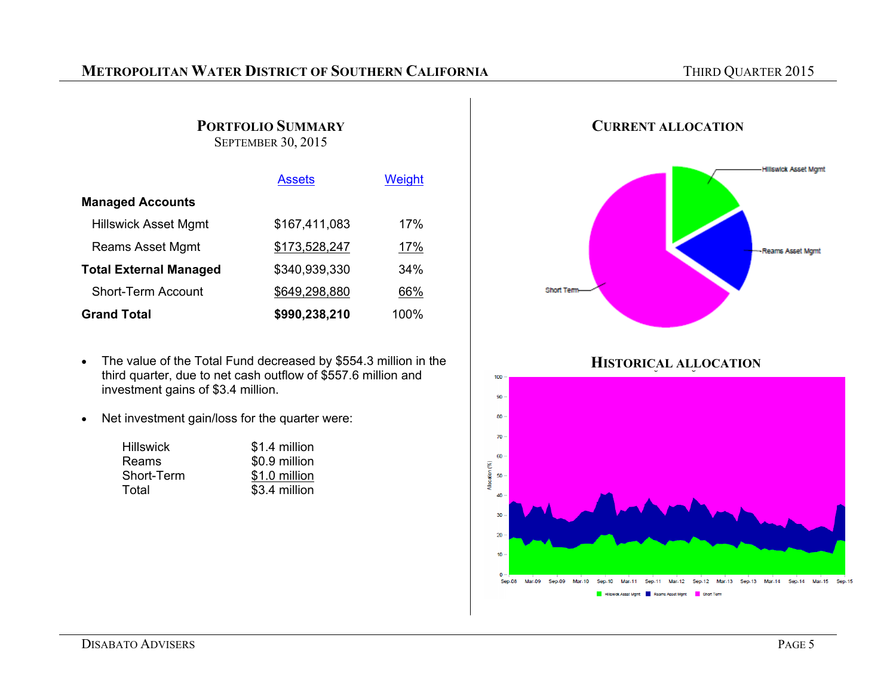## PORTFOLIO SUMMARY
SEPTEMBER 30, 2015

| | Assets | Weight |
|---|---|---|
| **Managed Accounts** | | |
| Hillswick Asset Mgmt | $167,411,083 | 17% |
| Reams Asset Mgmt | $173,528,247 | 17% |
| **Total External Managed** | $340,939,330 | 34% |
| Short-Term Account | $649,298,880 | 66% |
| **Grand Total** | **$990,238,210** | 100% |

- The value of the Total Fund decreased by $554.3 million in the third quarter, due to net cash outflow of $557.6 million and investment gains of $3.4 million.
- Net investment gain/loss for the quarter were:

| | |
|---|---|
| Hillswick | $1.4 million |
| Reams | $0.9 million |
| Short-Term | $1.0 million |
| Total | $3.4 million |

## CURRENT ALLOCATION

Hillswick Asset Mgmt
Reams Asset Mgmt
Short Term

## HISTORICAL ALLOCATION

Allocation (%)
100
90
80
70
60
50
40
30
20
10
0
Sep-08 Mar-09 Sep-09 Mar-10 Sep-10 Mar-11 Sep-11 Mar-12 Sep-12 Mar-13 Sep-13 Mar-14 Sep-14 Mar-15 Sep-15

Hillswick Asset Mgmt Reams Asset Mgmt Short Term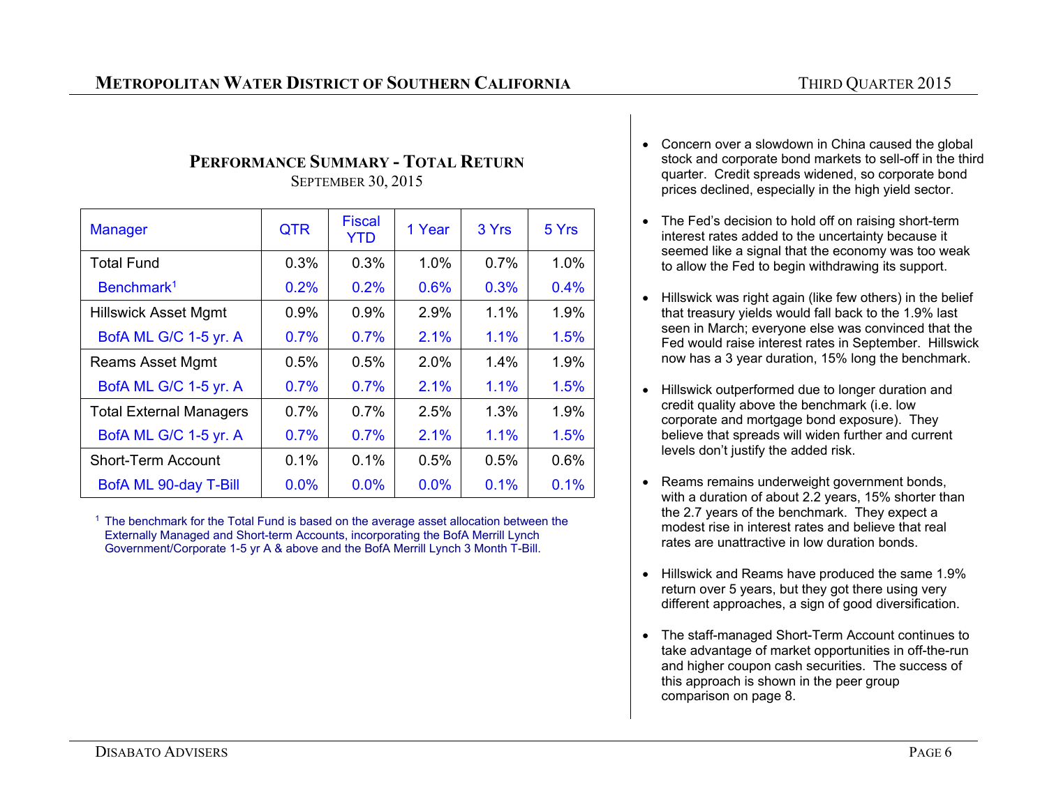## Performance Summary - Total Return

September 30, 2015

| Manager | QTR | Fiscal YTD | 1 Year | 3 Yrs | 5 Yrs |
|---|---|---|---|---|---|
| Total Fund | 0.3% | 0.3% | 1.0% | 0.7% | 1.0% |
| Benchmark[1] | 0.2% | 0.2% | 0.6% | 0.3% | 0.4% |
| Hillswick Asset Mgmt | 0.9% | 0.9% | 2.9% | 1.1% | 1.9% |
| BofA ML G/C 1-5 yr. A | 0.7% | 0.7% | 2.1% | 1.1% | 1.5% |
| Reams Asset Mgmt | 0.5% | 0.5% | 2.0% | 1.4% | 1.9% |
| BofA ML G/C 1-5 yr. A | 0.7% | 0.7% | 2.1% | 1.1% | 1.5% |
| Total External Managers | 0.7% | 0.7% | 2.5% | 1.3% | 1.9% |
| BofA ML G/C 1-5 yr. A | 0.7% | 0.7% | 2.1% | 1.1% | 1.5% |
| Short-Term Account | 0.1% | 0.1% | 0.5% | 0.5% | 0.6% |
| BofA ML 90-day T-Bill | 0.0% | 0.0% | 0.0% | 0.1% | 0.1% |

[1] The benchmark for the Total Fund is based on the average asset allocation between the Externally Managed and Short-term Accounts, incorporating the BofA Merrill Lynch Government/Corporate 1-5 yr A & above and the BofA Merrill Lynch 3 Month T-Bill.

- Concern over a slowdown in China caused the global stock and corporate bond markets to sell-off in the third quarter. Credit spreads widened, so corporate bond prices declined, especially in the high yield sector.
- The Fed's decision to hold off on raising short-term interest rates added to the uncertainty because it seemed like a signal that the economy was too weak to allow the Fed to begin withdrawing its support.
- Hillswick was right again (like few others) in the belief that treasury yields would fall back to the 1.9% last seen in March; everyone else was convinced that the Fed would raise interest rates in September. Hillswick now has a 3 year duration, 15% long the benchmark.
- Hillswick outperformed due to longer duration and credit quality above the benchmark (i.e. low corporate and mortgage bond exposure). They believe that spreads will widen further and current levels don't justify the added risk.
- Reams remains underweight government bonds, with a duration of about 2.2 years, 15% shorter than the 2.7 years of the benchmark. They expect a modest rise in interest rates and believe that real rates are unattractive in low duration bonds.
- Hillswick and Reams have produced the same 1.9% return over 5 years, but they got there using very different approaches, a sign of good diversification.
- The staff-managed Short-Term Account continues to take advantage of market opportunities in off-the-run and higher coupon cash securities. The success of this approach is shown in the peer group comparison on page 8.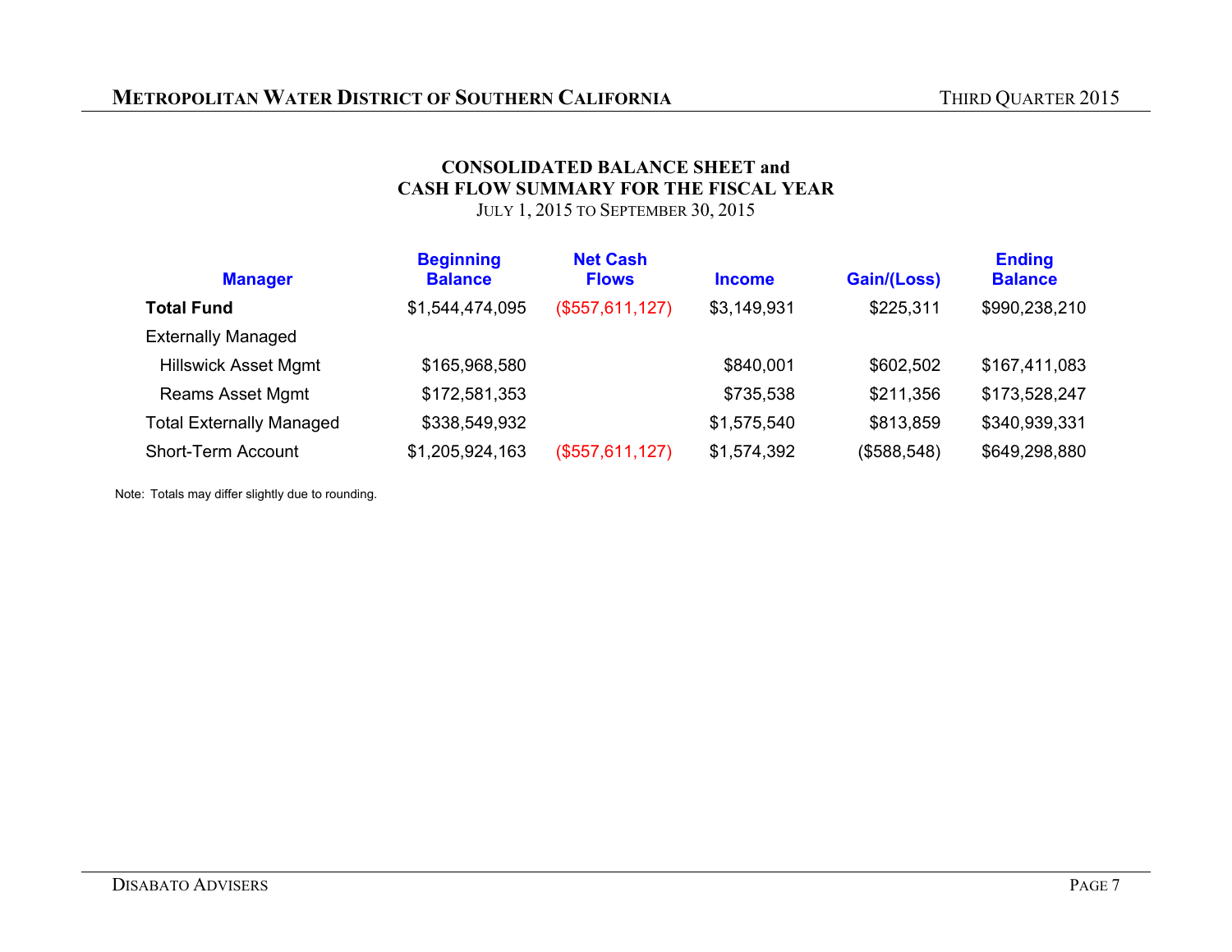## CONSOLIDATED BALANCE SHEET and CASH FLOW SUMMARY FOR THE FISCAL YEAR

JULY 1, 2015 TO SEPTEMBER 30, 2015

| Manager | Beginning Balance | Net Cash Flows | Income | Gain/(Loss) | Ending Balance |
|---|---|---|---|---|---|
| **Total Fund** | $1,544,474,095 | ($557,611,127) | $3,149,931 | $225,311 | $990,238,210 |
| Externally Managed | | | | | |
| Hillswick Asset Mgmt | $165,968,580 | | $840,001 | $602,502 | $167,411,083 |
| Reams Asset Mgmt | $172,581,353 | | $735,538 | $211,356 | $173,528,247 |
| Total Externally Managed | $338,549,932 | | $1,575,540 | $813,859 | $340,939,331 |
| Short-Term Account | $1,205,924,163 | ($557,611,127) | $1,574,392 | ($588,548) | $649,298,880 |

Note: Totals may differ slightly due to rounding.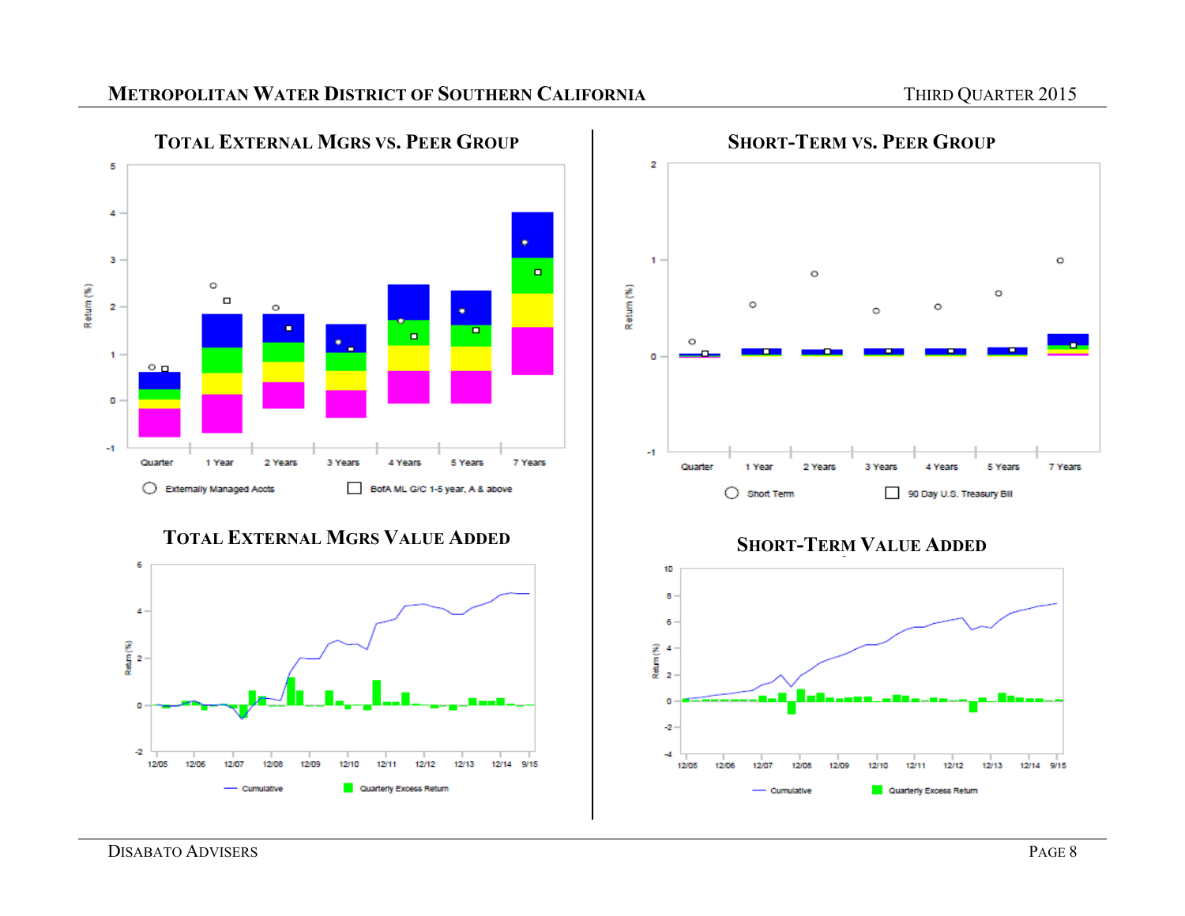## Total External Mgrs vs. Peer Group

5
4
3
2
1
0
-1

Return (%)

Quarter | 1 Year | 2 Years | 3 Years | 4 Years | 5 Years | 7 Years

Externally Managed Accts

BofA ML G/C 1-5 year, A & above

## Short-Term vs. Peer Group

2
1
0
-1

Return (%)

Quarter | 1 Year | 2 Years | 3 Years | 4 Years | 5 Years | 7 Years

Short Term

90 Day U.S. Treasury Bill

## Total External Mgrs Value Added

6
4
2
0
-2

Return (%)

12/05 | 12/06 | 12/07 | 12/08 | 12/09 | 12/10 | 12/11 | 12/12 | 12/13 | 12/14 | 9/15

Cumulative

Quarterly Excess Return

## Short-Term Value Added

10
8
6
4
2
0
-2
-4

Return (%)

12/05 | 12/06 | 12/07 | 12/08 | 12/09 | 12/10 | 12/11 | 12/12 | 12/13 | 12/14 | 9/15

Cumulative

Quarterly Excess Return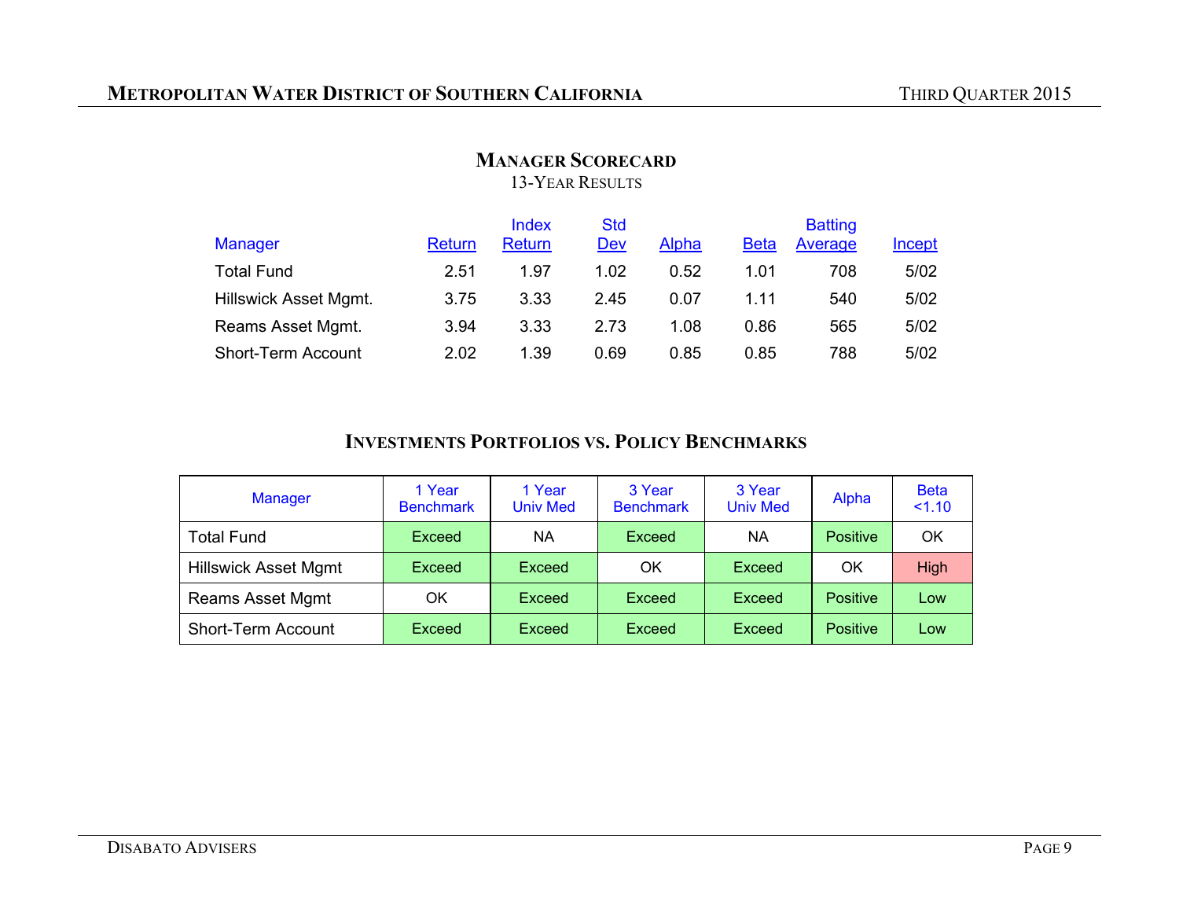## MANAGER SCORECARD

13-YEAR RESULTS

| Manager | Return | Index Return | Std Dev | Alpha | Beta | Batting Average | Incept |
|---|---|---|---|---|---|---|---|
| Total Fund | 2.51 | 1.97 | 1.02 | 0.52 | 1.01 | 708 | 5/02 |
| Hillswick Asset Mgmt. | 3.75 | 3.33 | 2.45 | 0.07 | 1.11 | 540 | 5/02 |
| Reams Asset Mgmt. | 3.94 | 3.33 | 2.73 | 1.08 | 0.86 | 565 | 5/02 |
| Short-Term Account | 2.02 | 1.39 | 0.69 | 0.85 | 0.85 | 788 | 5/02 |

## INVESTMENTS PORTFOLIOS VS. POLICY BENCHMARKS

| Manager | 1 Year Benchmark | 1 Year Univ Med | 3 Year Benchmark | 3 Year Univ Med | Alpha | Beta <1.10 |
|---|---|---|---|---|---|---|
| Total Fund | Exceed | NA | Exceed | NA | Positive | OK |
| Hillswick Asset Mgmt | Exceed | Exceed | OK | Exceed | OK | High |
| Reams Asset Mgmt | OK | Exceed | Exceed | Exceed | Positive | Low |
| Short-Term Account | Exceed | Exceed | Exceed | Exceed | Positive | Low |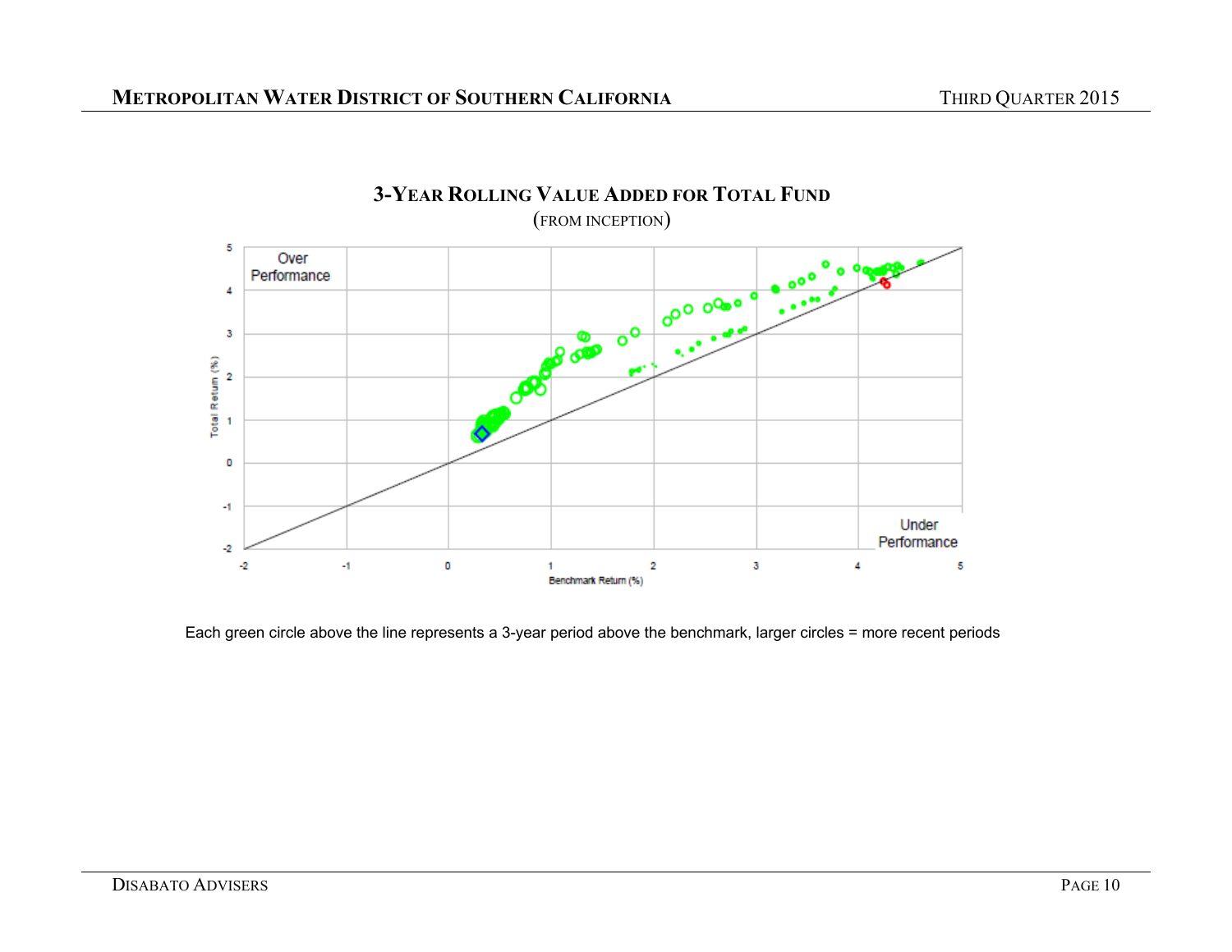## 3-Year Rolling Value Added for Total Fund

(from inception)

Over Performance

Under Performance

Total Return (%)

Benchmark Return (%)

5
4
3
2
1
0
-1
-2

-2
-1
0
1
2
3
4
5

Each green circle above the line represents a 3-year period above the benchmark, larger circles = more recent periods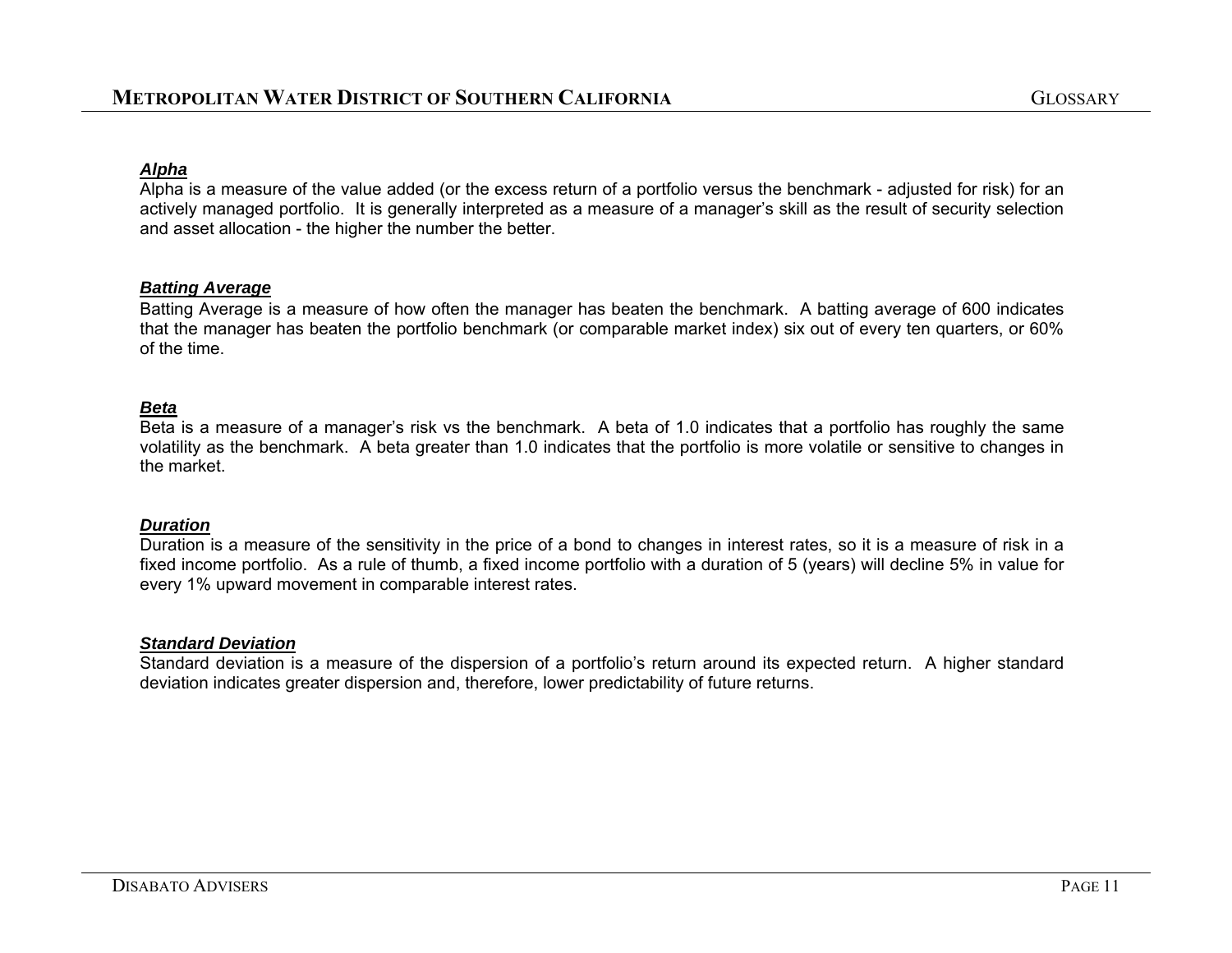***Alpha***

Alpha is a measure of the value added (or the excess return of a portfolio versus the benchmark - adjusted for risk) for an actively managed portfolio. It is generally interpreted as a measure of a manager's skill as the result of security selection and asset allocation - the higher the number the better.

***Batting Average***

Batting Average is a measure of how often the manager has beaten the benchmark. A batting average of 600 indicates that the manager has beaten the portfolio benchmark (or comparable market index) six out of every ten quarters, or 60% of the time.

***Beta***

Beta is a measure of a manager's risk vs the benchmark. A beta of 1.0 indicates that a portfolio has roughly the same volatility as the benchmark. A beta greater than 1.0 indicates that the portfolio is more volatile or sensitive to changes in the market.

***Duration***

Duration is a measure of the sensitivity in the price of a bond to changes in interest rates, so it is a measure of risk in a fixed income portfolio. As a rule of thumb, a fixed income portfolio with a duration of 5 (years) will decline 5% in value for every 1% upward movement in comparable interest rates.

***Standard Deviation***

Standard deviation is a measure of the dispersion of a portfolio's return around its expected return. A higher standard deviation indicates greater dispersion and, therefore, lower predictability of future returns.